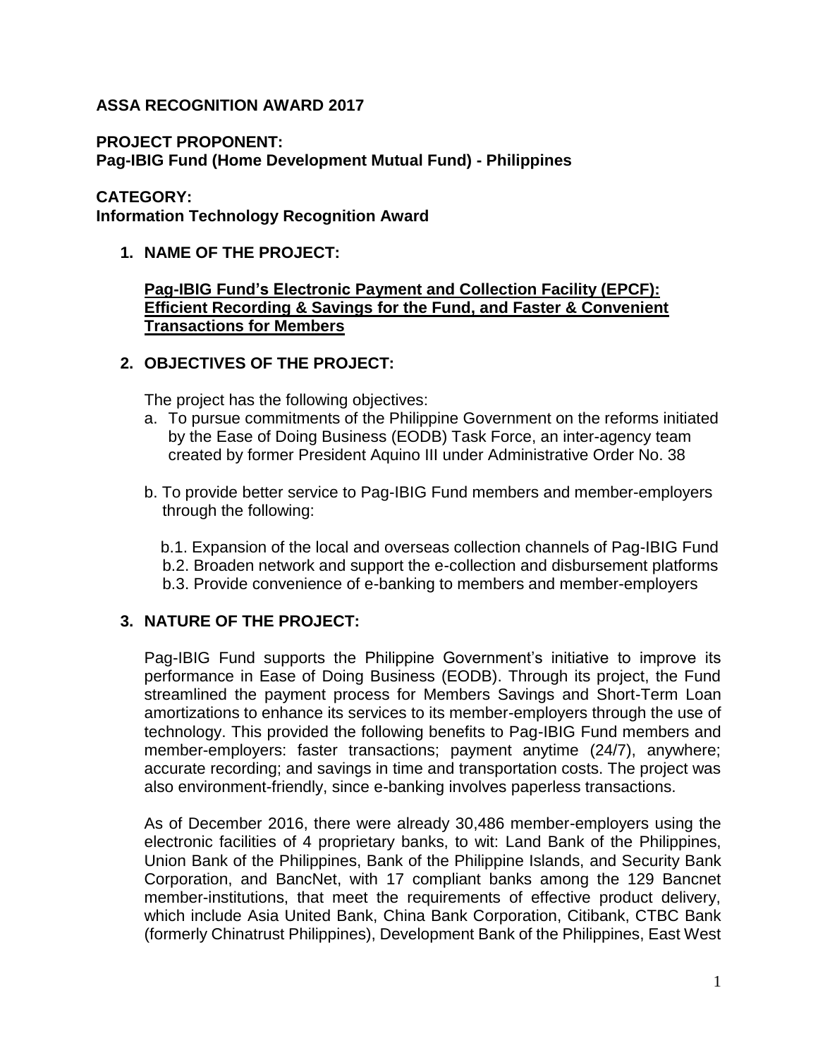**ASSA RECOGNITION AWARD 2017**

**PROJECT PROPONENT:**
**Pag-IBIG Fund (Home Development Mutual Fund) - Philippines**

**CATEGORY:**
**Information Technology Recognition Award**

## 1. NAME OF THE PROJECT:

**Pag-IBIG Fund's Electronic Payment and Collection Facility (EPCF): Efficient Recording & Savings for the Fund, and Faster & Convenient Transactions for Members**

## 2. OBJECTIVES OF THE PROJECT:

The project has the following objectives:

a. To pursue commitments of the Philippine Government on the reforms initiated by the Ease of Doing Business (EODB) Task Force, an inter-agency team created by former President Aquino III under Administrative Order No. 38

b. To provide better service to Pag-IBIG Fund members and member-employers through the following:

  b.1. Expansion of the local and overseas collection channels of Pag-IBIG Fund
  b.2. Broaden network and support the e-collection and disbursement platforms
  b.3. Provide convenience of e-banking to members and member-employers

## 3. NATURE OF THE PROJECT:

Pag-IBIG Fund supports the Philippine Government's initiative to improve its performance in Ease of Doing Business (EODB). Through its project, the Fund streamlined the payment process for Members Savings and Short-Term Loan amortizations to enhance its services to its member-employers through the use of technology. This provided the following benefits to Pag-IBIG Fund members and member-employers: faster transactions; payment anytime (24/7), anywhere; accurate recording; and savings in time and transportation costs. The project was also environment-friendly, since e-banking involves paperless transactions.

As of December 2016, there were already 30,486 member-employers using the electronic facilities of 4 proprietary banks, to wit: Land Bank of the Philippines, Union Bank of the Philippines, Bank of the Philippine Islands, and Security Bank Corporation, and BancNet, with 17 compliant banks among the 129 Bancnet member-institutions, that meet the requirements of effective product delivery, which include Asia United Bank, China Bank Corporation, Citibank, CTBC Bank (formerly Chinatrust Philippines), Development Bank of the Philippines, East West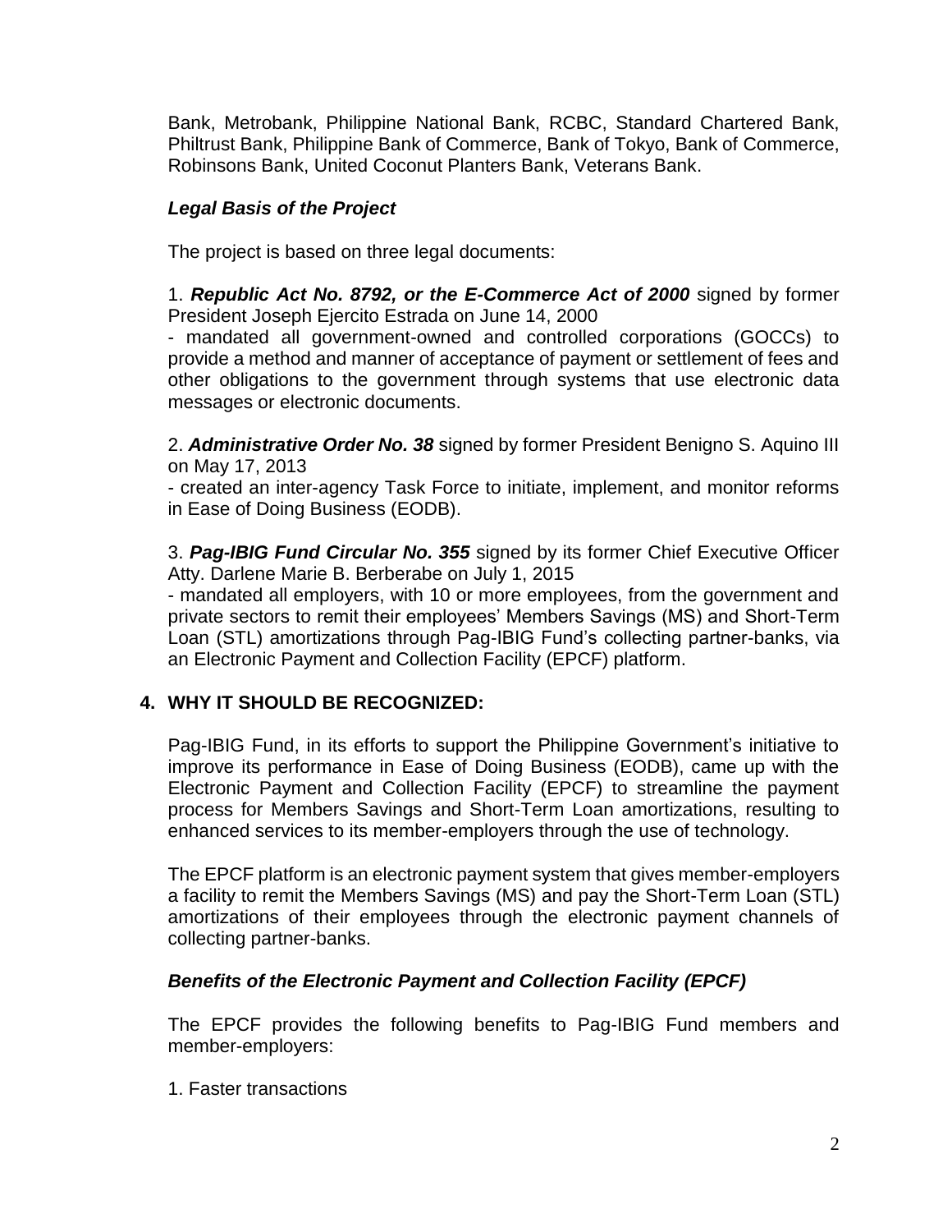Bank, Metrobank, Philippine National Bank, RCBC, Standard Chartered Bank, Philtrust Bank, Philippine Bank of Commerce, Bank of Tokyo, Bank of Commerce, Robinsons Bank, United Coconut Planters Bank, Veterans Bank.

***Legal Basis of the Project***

The project is based on three legal documents:

1. ***Republic Act No. 8792, or the E-Commerce Act of 2000*** signed by former President Joseph Ejercito Estrada on June 14, 2000
- mandated all government-owned and controlled corporations (GOCCs) to provide a method and manner of acceptance of payment or settlement of fees and other obligations to the government through systems that use electronic data messages or electronic documents.

2. ***Administrative Order No. 38*** signed by former President Benigno S. Aquino III on May 17, 2013
- created an inter-agency Task Force to initiate, implement, and monitor reforms in Ease of Doing Business (EODB).

3. ***Pag-IBIG Fund Circular No. 355*** signed by its former Chief Executive Officer Atty. Darlene Marie B. Berberabe on July 1, 2015
- mandated all employers, with 10 or more employees, from the government and private sectors to remit their employees' Members Savings (MS) and Short-Term Loan (STL) amortizations through Pag-IBIG Fund's collecting partner-banks, via an Electronic Payment and Collection Facility (EPCF) platform.

## 4. WHY IT SHOULD BE RECOGNIZED:

Pag-IBIG Fund, in its efforts to support the Philippine Government's initiative to improve its performance in Ease of Doing Business (EODB), came up with the Electronic Payment and Collection Facility (EPCF) to streamline the payment process for Members Savings and Short-Term Loan amortizations, resulting to enhanced services to its member-employers through the use of technology.

The EPCF platform is an electronic payment system that gives member-employers a facility to remit the Members Savings (MS) and pay the Short-Term Loan (STL) amortizations of their employees through the electronic payment channels of collecting partner-banks.

***Benefits of the Electronic Payment and Collection Facility (EPCF)***

The EPCF provides the following benefits to Pag-IBIG Fund members and member-employers:

1. Faster transactions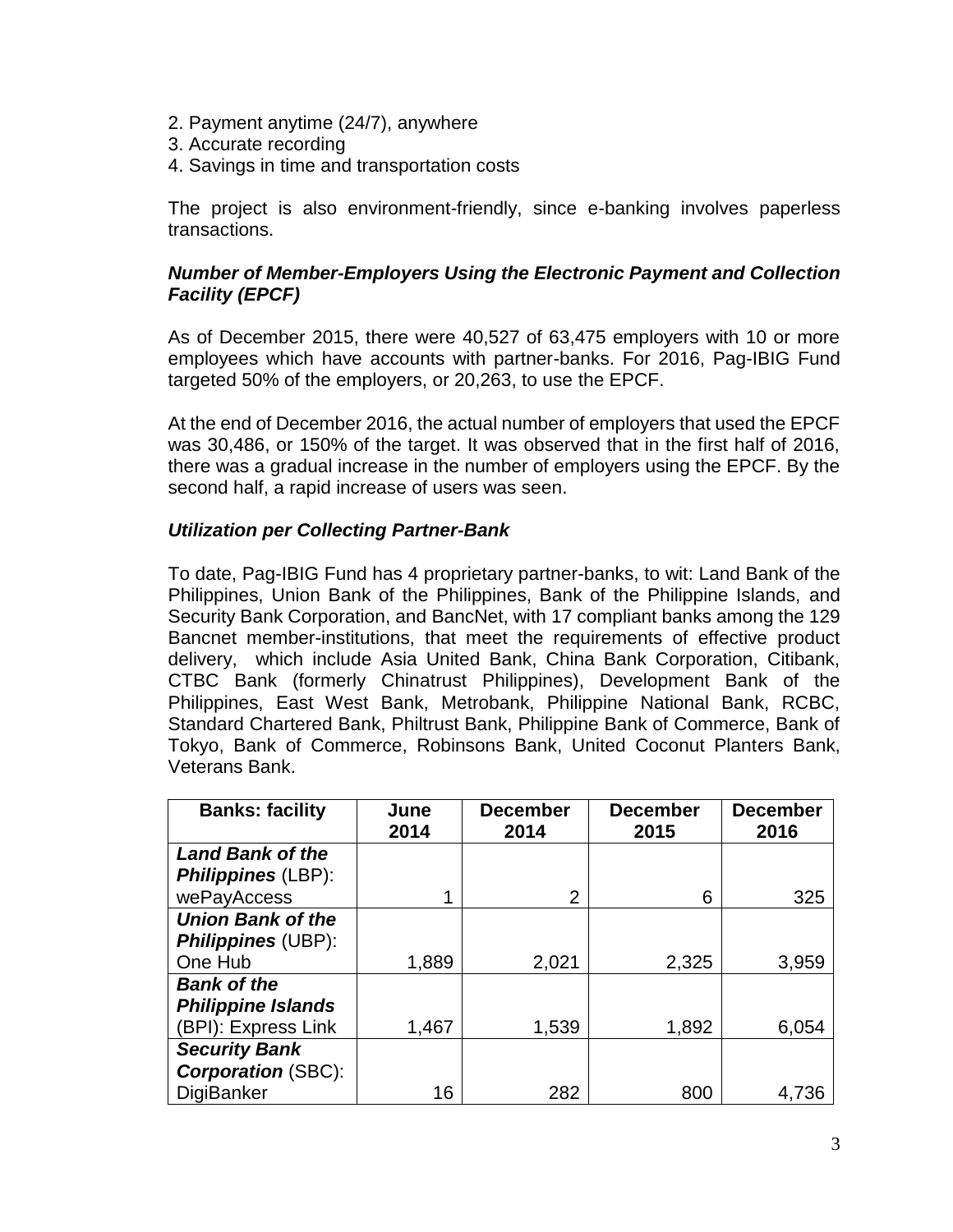2. Payment anytime (24/7), anywhere
3. Accurate recording
4. Savings in time and transportation costs

The project is also environment-friendly, since e-banking involves paperless transactions.

### *Number of Member-Employers Using the Electronic Payment and Collection Facility (EPCF)*

As of December 2015, there were 40,527 of 63,475 employers with 10 or more employees which have accounts with partner-banks. For 2016, Pag-IBIG Fund targeted 50% of the employers, or 20,263, to use the EPCF.

At the end of December 2016, the actual number of employers that used the EPCF was 30,486, or 150% of the target. It was observed that in the first half of 2016, there was a gradual increase in the number of employers using the EPCF. By the second half, a rapid increase of users was seen.

### *Utilization per Collecting Partner-Bank*

To date, Pag-IBIG Fund has 4 proprietary partner-banks, to wit: Land Bank of the Philippines, Union Bank of the Philippines, Bank of the Philippine Islands, and Security Bank Corporation, and BancNet, with 17 compliant banks among the 129 Bancnet member-institutions, that meet the requirements of effective product delivery, which include Asia United Bank, China Bank Corporation, Citibank, CTBC Bank (formerly Chinatrust Philippines), Development Bank of the Philippines, East West Bank, Metrobank, Philippine National Bank, RCBC, Standard Chartered Bank, Philtrust Bank, Philippine Bank of Commerce, Bank of Tokyo, Bank of Commerce, Robinsons Bank, United Coconut Planters Bank, Veterans Bank.

| Banks: facility | June 2014 | December 2014 | December 2015 | December 2016 |
|---|---|---|---|---|
| ***Land Bank of the Philippines*** (LBP): wePayAccess | 1 | 2 | 6 | 325 |
| ***Union Bank of the Philippines*** (UBP): One Hub | 1,889 | 2,021 | 2,325 | 3,959 |
| ***Bank of the Philippine Islands*** (BPI): Express Link | 1,467 | 1,539 | 1,892 | 6,054 |
| ***Security Bank Corporation*** (SBC): DigiBanker | 16 | 282 | 800 | 4,736 |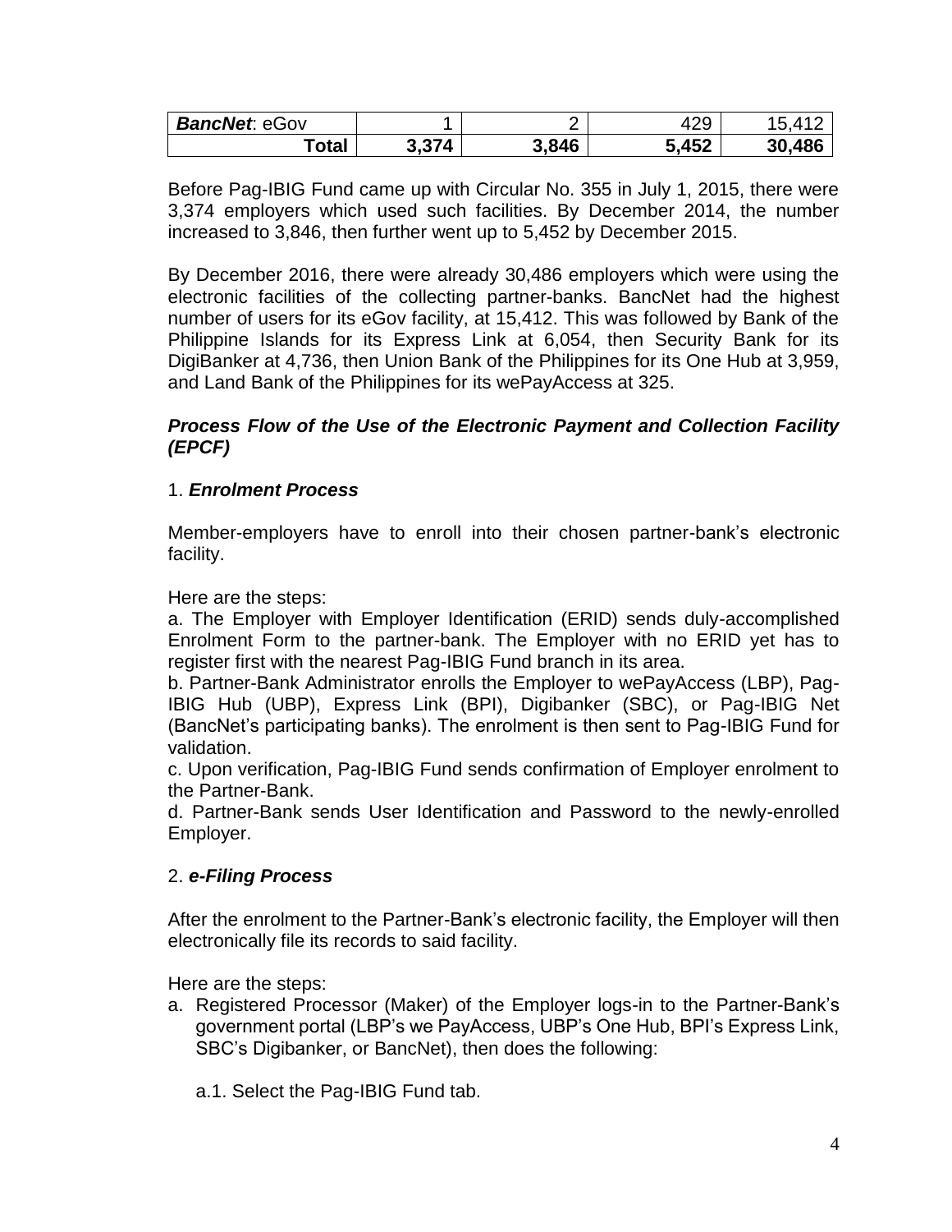| | | | | |
|---|---|---|---|---|
| ***BancNet*: eGov** | 1 | 2 | 429 | 15,412 |
| **Total** | **3,374** | **3,846** | **5,452** | **30,486** |

Before Pag-IBIG Fund came up with Circular No. 355 in July 1, 2015, there were 3,374 employers which used such facilities. By December 2014, the number increased to 3,846, then further went up to 5,452 by December 2015.

By December 2016, there were already 30,486 employers which were using the electronic facilities of the collecting partner-banks. BancNet had the highest number of users for its eGov facility, at 15,412. This was followed by Bank of the Philippine Islands for its Express Link at 6,054, then Security Bank for its DigiBanker at 4,736, then Union Bank of the Philippines for its One Hub at 3,959, and Land Bank of the Philippines for its wePayAccess at 325.

***Process Flow of the Use of the Electronic Payment and Collection Facility (EPCF)***

1. ***Enrolment Process***

Member-employers have to enroll into their chosen partner-bank's electronic facility.

Here are the steps:

a. The Employer with Employer Identification (ERID) sends duly-accomplished Enrolment Form to the partner-bank. The Employer with no ERID yet has to register first with the nearest Pag-IBIG Fund branch in its area.

b. Partner-Bank Administrator enrolls the Employer to wePayAccess (LBP), Pag-IBIG Hub (UBP), Express Link (BPI), Digibanker (SBC), or Pag-IBIG Net (BancNet's participating banks). The enrolment is then sent to Pag-IBIG Fund for validation.

c. Upon verification, Pag-IBIG Fund sends confirmation of Employer enrolment to the Partner-Bank.

d. Partner-Bank sends User Identification and Password to the newly-enrolled Employer.

2. ***e-Filing Process***

After the enrolment to the Partner-Bank's electronic facility, the Employer will then electronically file its records to said facility.

Here are the steps:

a. Registered Processor (Maker) of the Employer logs-in to the Partner-Bank's government portal (LBP's we PayAccess, UBP's One Hub, BPI's Express Link, SBC's Digibanker, or BancNet), then does the following:

   a.1. Select the Pag-IBIG Fund tab.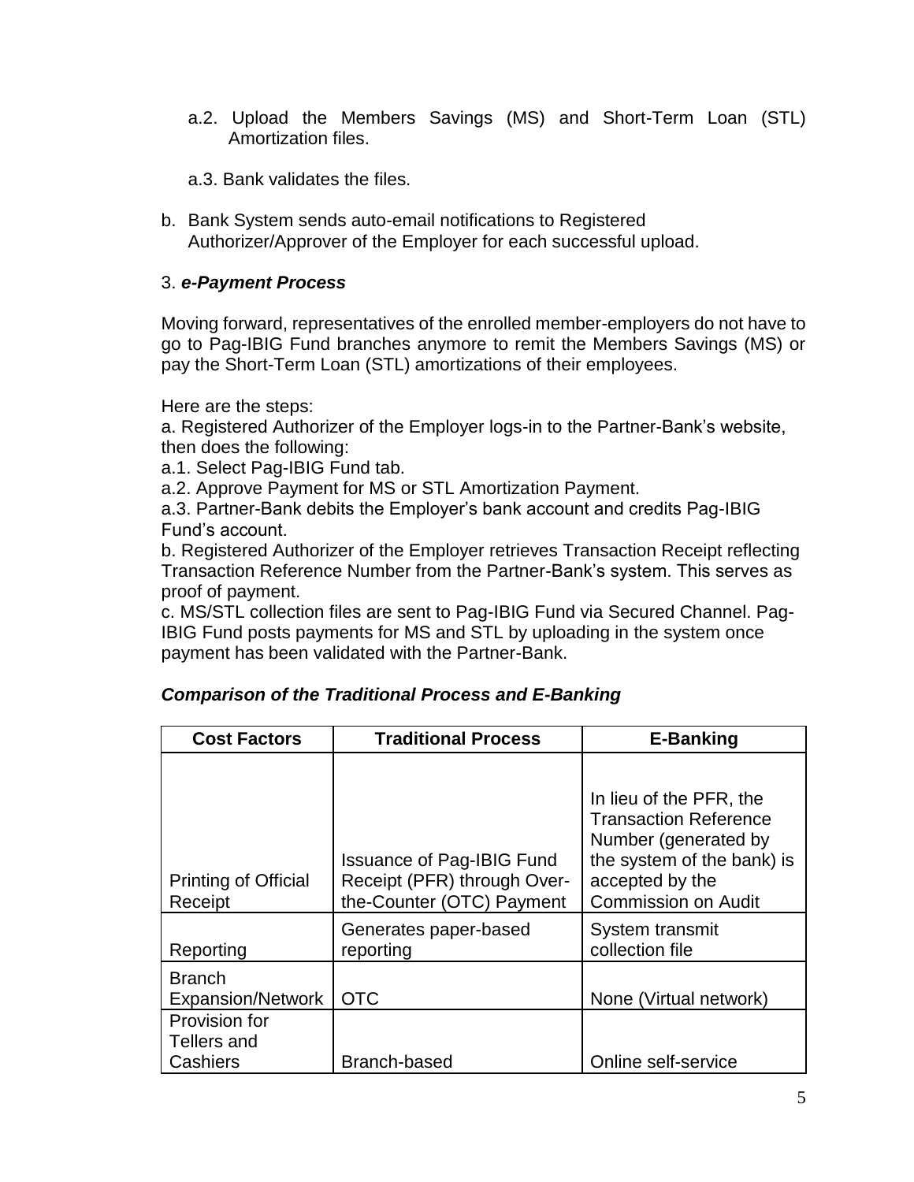a.2. Upload the Members Savings (MS) and Short-Term Loan (STL) Amortization files.

a.3. Bank validates the files.

b. Bank System sends auto-email notifications to Registered Authorizer/Approver of the Employer for each successful upload.

3. ***e-Payment Process***

Moving forward, representatives of the enrolled member-employers do not have to go to Pag-IBIG Fund branches anymore to remit the Members Savings (MS) or pay the Short-Term Loan (STL) amortizations of their employees.

Here are the steps:
a. Registered Authorizer of the Employer logs-in to the Partner-Bank's website, then does the following:
a.1. Select Pag-IBIG Fund tab.
a.2. Approve Payment for MS or STL Amortization Payment.
a.3. Partner-Bank debits the Employer's bank account and credits Pag-IBIG Fund's account.
b. Registered Authorizer of the Employer retrieves Transaction Receipt reflecting Transaction Reference Number from the Partner-Bank's system. This serves as proof of payment.
c. MS/STL collection files are sent to Pag-IBIG Fund via Secured Channel. Pag-IBIG Fund posts payments for MS and STL by uploading in the system once payment has been validated with the Partner-Bank.

***Comparison of the Traditional Process and E-Banking***

| Cost Factors | Traditional Process | E-Banking |
|---|---|---|
| Printing of Official Receipt | Issuance of Pag-IBIG Fund Receipt (PFR) through Over-the-Counter (OTC) Payment | In lieu of the PFR, the Transaction Reference Number (generated by the system of the bank) is accepted by the Commission on Audit |
| Reporting | Generates paper-based reporting | System transmit collection file |
| Branch Expansion/Network | OTC | None (Virtual network) |
| Provision for Tellers and Cashiers | Branch-based | Online self-service |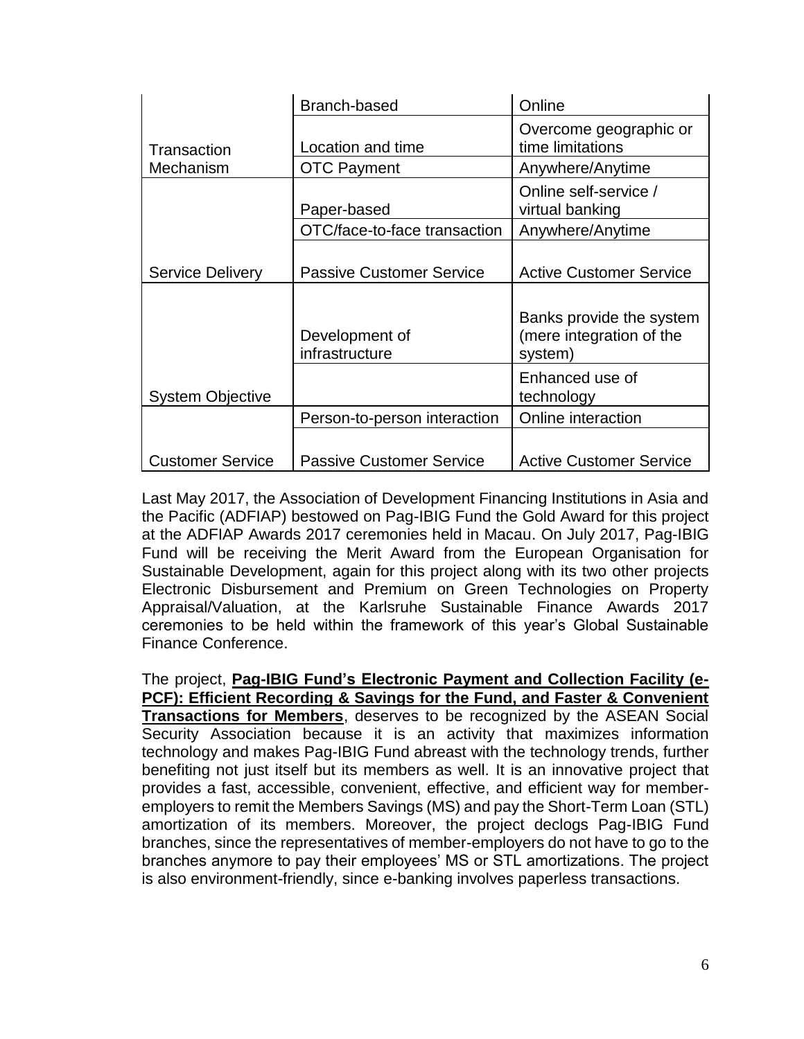| | | |
|---|---|---|
| Transaction Mechanism | Branch-based | Online |
| | Location and time | Overcome geographic or time limitations |
| | OTC Payment | Anywhere/Anytime |
| Service Delivery | Paper-based | Online self-service / virtual banking |
| | OTC/face-to-face transaction | Anywhere/Anytime |
| | Passive Customer Service | Active Customer Service |
| System Objective | Development of infrastructure | Banks provide the system (mere integration of the system) |
| | | Enhanced use of technology |
| Customer Service | Person-to-person interaction | Online interaction |
| | Passive Customer Service | Active Customer Service |

Last May 2017, the Association of Development Financing Institutions in Asia and the Pacific (ADFIAP) bestowed on Pag-IBIG Fund the Gold Award for this project at the ADFIAP Awards 2017 ceremonies held in Macau. On July 2017, Pag-IBIG Fund will be receiving the Merit Award from the European Organisation for Sustainable Development, again for this project along with its two other projects Electronic Disbursement and Premium on Green Technologies on Property Appraisal/Valuation, at the Karlsruhe Sustainable Finance Awards 2017 ceremonies to be held within the framework of this year's Global Sustainable Finance Conference.

The project, **Pag-IBIG Fund's Electronic Payment and Collection Facility (e-PCF): Efficient Recording & Savings for the Fund, and Faster & Convenient Transactions for Members**, deserves to be recognized by the ASEAN Social Security Association because it is an activity that maximizes information technology and makes Pag-IBIG Fund abreast with the technology trends, further benefiting not just itself but its members as well. It is an innovative project that provides a fast, accessible, convenient, effective, and efficient way for member-employers to remit the Members Savings (MS) and pay the Short-Term Loan (STL) amortization of its members. Moreover, the project declogs Pag-IBIG Fund branches, since the representatives of member-employers do not have to go to the branches anymore to pay their employees' MS or STL amortizations. The project is also environment-friendly, since e-banking involves paperless transactions.